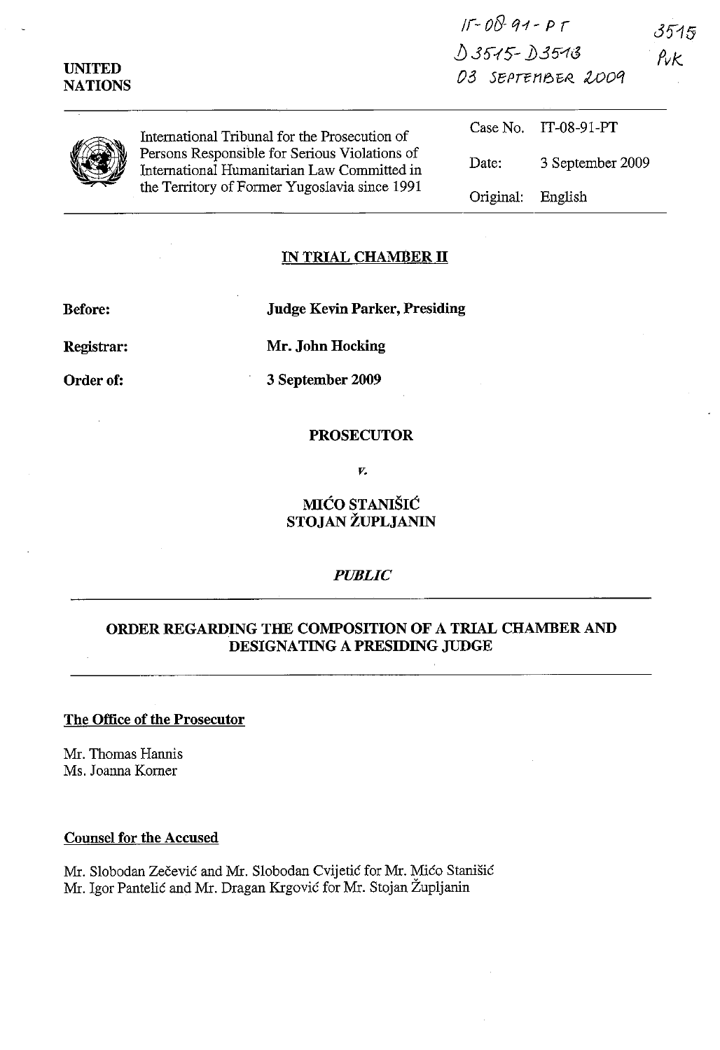IT-08-91-PT
D3515-D3513
03 SEPTEMBER 2009

3515
PvK

UNITED NATIONS

International Tribunal for the Prosecution of Persons Responsible for Serious Violations of International Humanitarian Law Committed in the Territory of Former Yugoslavia since 1991

| | |
|---|---|
| Case No. | IT-08-91-PT |
| Date: | 3 September 2009 |
| Original: | English |

## IN TRIAL CHAMBER II

**Before:** **Judge Kevin Parker, Presiding**

**Registrar:** **Mr. John Hocking**

**Order of:** **3 September 2009**

**PROSECUTOR**

*v.*

**MIĆO STANIŠIĆ**
**STOJAN ŽUPLJANIN**

*PUBLIC*

## ORDER REGARDING THE COMPOSITION OF A TRIAL CHAMBER AND DESIGNATING A PRESIDING JUDGE

**The Office of the Prosecutor**

Mr. Thomas Hannis
Ms. Joanna Korner

**Counsel for the Accused**

Mr. Slobodan Zečević and Mr. Slobodan Cvijetić for Mr. Mićo Stanišić
Mr. Igor Pantelić and Mr. Dragan Krgović for Mr. Stojan Župljanin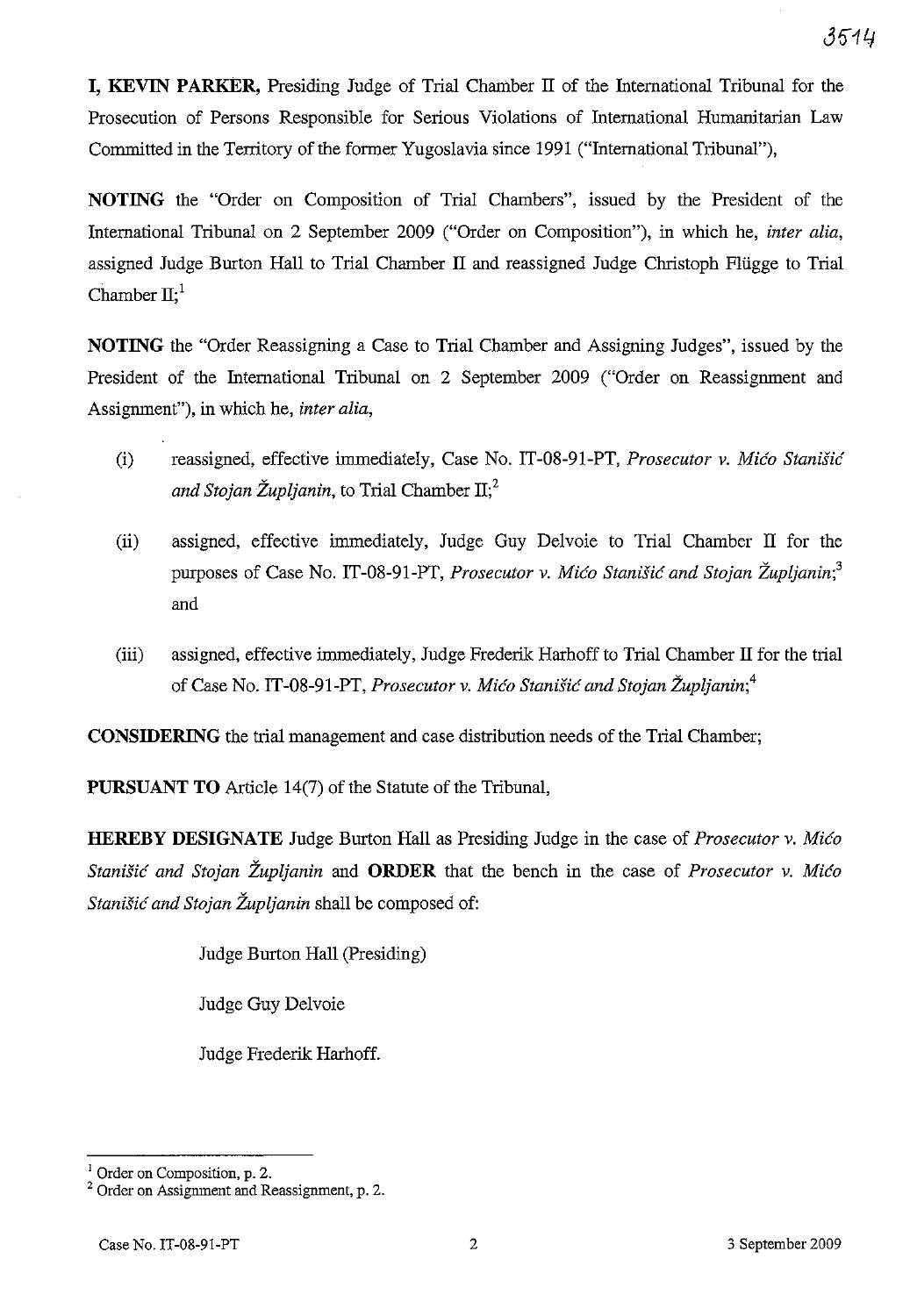**I, KEVIN PARKER,** Presiding Judge of Trial Chamber II of the International Tribunal for the Prosecution of Persons Responsible for Serious Violations of International Humanitarian Law Committed in the Territory of the former Yugoslavia since 1991 ("International Tribunal"),

**NOTING** the "Order on Composition of Trial Chambers", issued by the President of the International Tribunal on 2 September 2009 ("Order on Composition"), in which he, *inter alia*, assigned Judge Burton Hall to Trial Chamber II and reassigned Judge Christoph Flügge to Trial Chamber II;[1]

**NOTING** the "Order Reassigning a Case to Trial Chamber and Assigning Judges", issued by the President of the International Tribunal on 2 September 2009 ("Order on Reassignment and Assignment"), in which he, *inter alia*,

(i) reassigned, effective immediately, Case No. IT-08-91-PT, *Prosecutor v. Mićo Stanišić and Stojan Župljanin*, to Trial Chamber II;[2]

(ii) assigned, effective immediately, Judge Guy Delvoie to Trial Chamber II for the purposes of Case No. IT-08-91-PT, *Prosecutor v. Mićo Stanišić and Stojan Župljanin*;[3] and

(iii) assigned, effective immediately, Judge Frederik Harhoff to Trial Chamber II for the trial of Case No. IT-08-91-PT, *Prosecutor v. Mićo Stanišić and Stojan Župljanin*;[4]

**CONSIDERING** the trial management and case distribution needs of the Trial Chamber;

**PURSUANT TO** Article 14(7) of the Statute of the Tribunal,

**HEREBY DESIGNATE** Judge Burton Hall as Presiding Judge in the case of *Prosecutor v. Mićo Stanišić and Stojan Župljanin* and **ORDER** that the bench in the case of *Prosecutor v. Mićo Stanišić and Stojan Župljanin* shall be composed of:

Judge Burton Hall (Presiding)

Judge Guy Delvoie

Judge Frederik Harhoff.

---

[1] Order on Composition, p. 2.

[2] Order on Assignment and Reassignment, p. 2.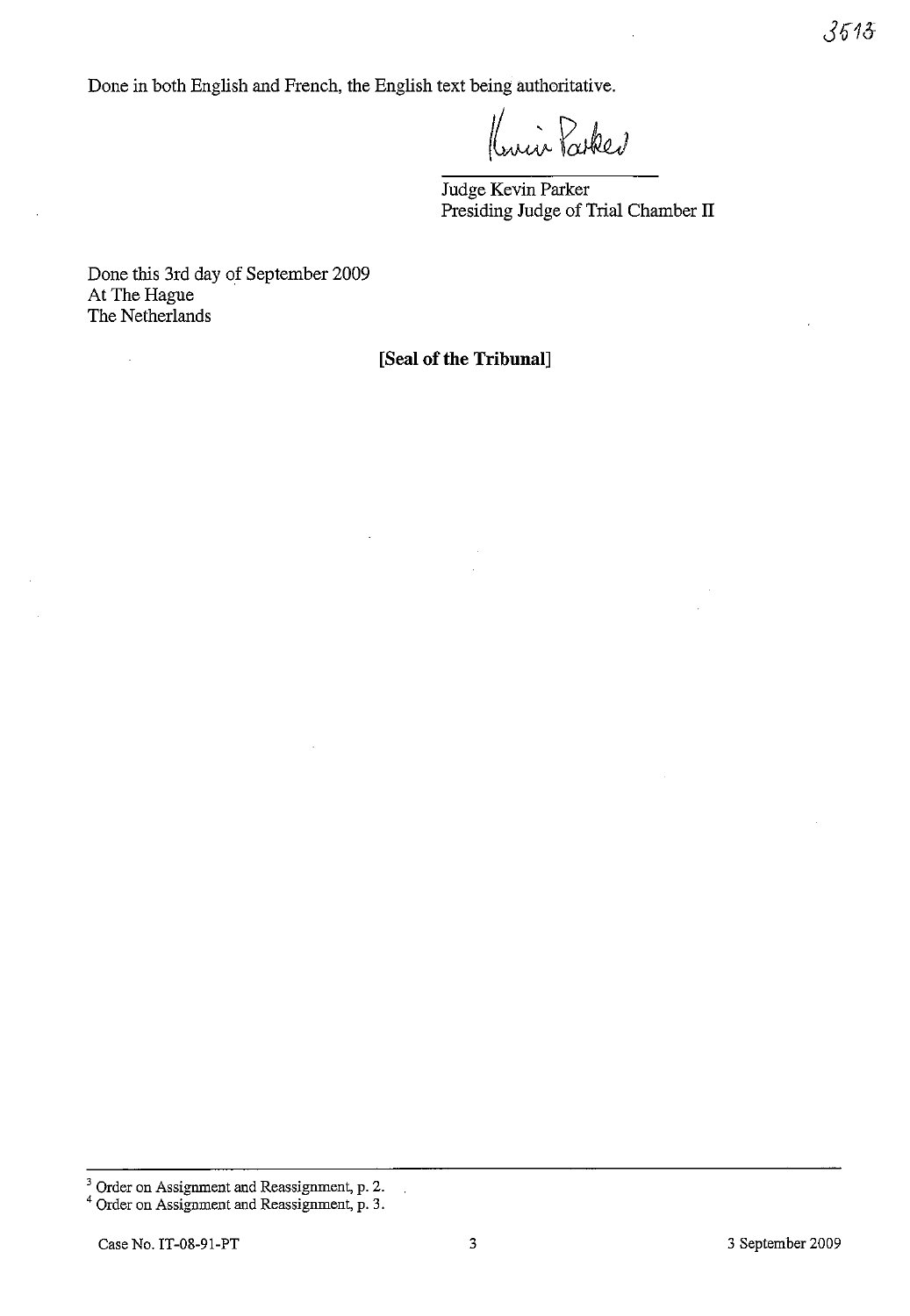Done in both English and French, the English text being authoritative.

Judge Kevin Parker
Presiding Judge of Trial Chamber II

Done this 3rd day of September 2009
At The Hague
The Netherlands

**[Seal of the Tribunal]**

[3] Order on Assignment and Reassignment, p. 2.

[4] Order on Assignment and Reassignment, p. 3.